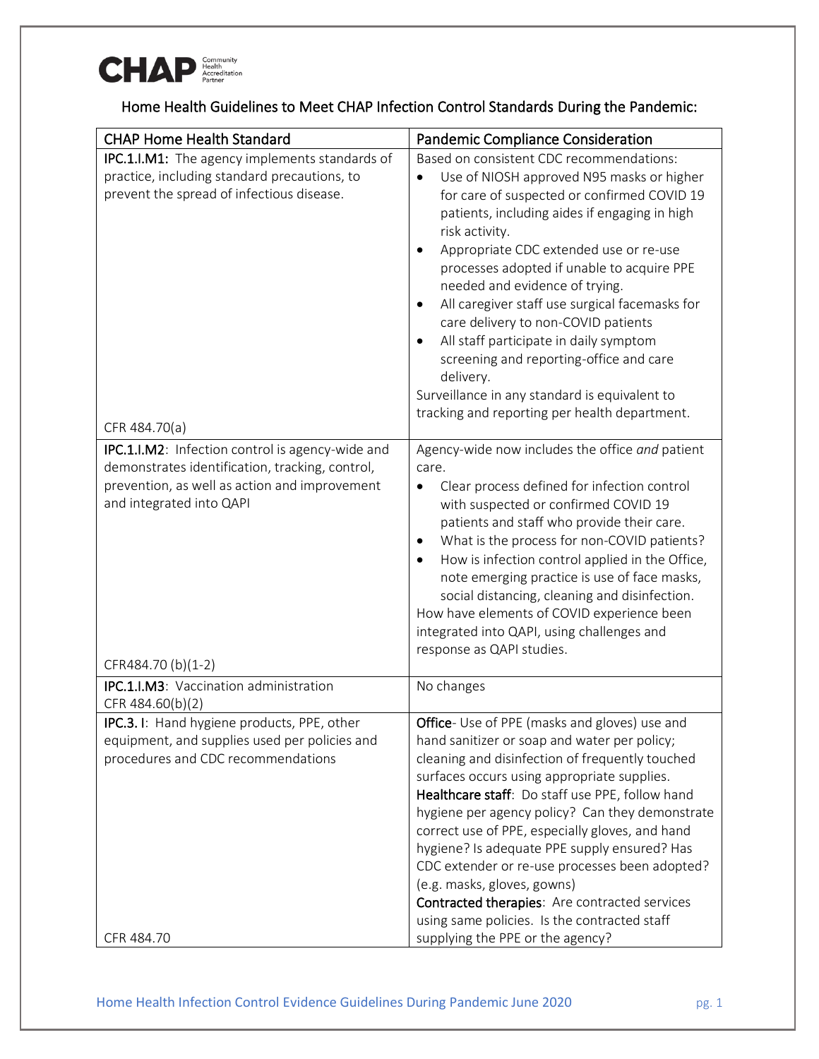CHAP Community Health Accreditation Partner

## Home Health Guidelines to Meet CHAP Infection Control Standards During the Pandemic:

| CHAP Home Health Standard | Pandemic Compliance Consideration |
|---|---|
| **IPC.1.I.M1:** The agency implements standards of practice, including standard precautions, to prevent the spread of infectious disease.<br><br>CFR 484.70(a) | Based on consistent CDC recommendations:<br>• Use of NIOSH approved N95 masks or higher for care of suspected or confirmed COVID 19 patients, including aides if engaging in high risk activity.<br>• Appropriate CDC extended use or re-use processes adopted if unable to acquire PPE needed and evidence of trying.<br>• All caregiver staff use surgical facemasks for care delivery to non-COVID patients<br>• All staff participate in daily symptom screening and reporting-office and care delivery.<br>Surveillance in any standard is equivalent to tracking and reporting per health department. |
| **IPC.1.I.M2**: Infection control is agency-wide and demonstrates identification, tracking, control, prevention, as well as action and improvement and integrated into QAPI<br><br>CFR484.70 (b)(1-2) | Agency-wide now includes the office *and* patient care.<br>• Clear process defined for infection control with suspected or confirmed COVID 19 patients and staff who provide their care.<br>• What is the process for non-COVID patients?<br>• How is infection control applied in the Office, note emerging practice is use of face masks, social distancing, cleaning and disinfection.<br>How have elements of COVID experience been integrated into QAPI, using challenges and response as QAPI studies. |
| **IPC.1.I.M3**: Vaccination administration<br>CFR 484.60(b)(2) | No changes |
| **IPC.3. I**: Hand hygiene products, PPE, other equipment, and supplies used per policies and procedures and CDC recommendations<br><br>CFR 484.70 | **Office**- Use of PPE (masks and gloves) use and hand sanitizer or soap and water per policy; cleaning and disinfection of frequently touched surfaces occurs using appropriate supplies.<br>**Healthcare staff**: Do staff use PPE, follow hand hygiene per agency policy? Can they demonstrate correct use of PPE, especially gloves, and hand hygiene? Is adequate PPE supply ensured? Has CDC extender or re-use processes been adopted? (e.g. masks, gloves, gowns)<br>**Contracted therapies**: Are contracted services using same policies. Is the contracted staff supplying the PPE or the agency? |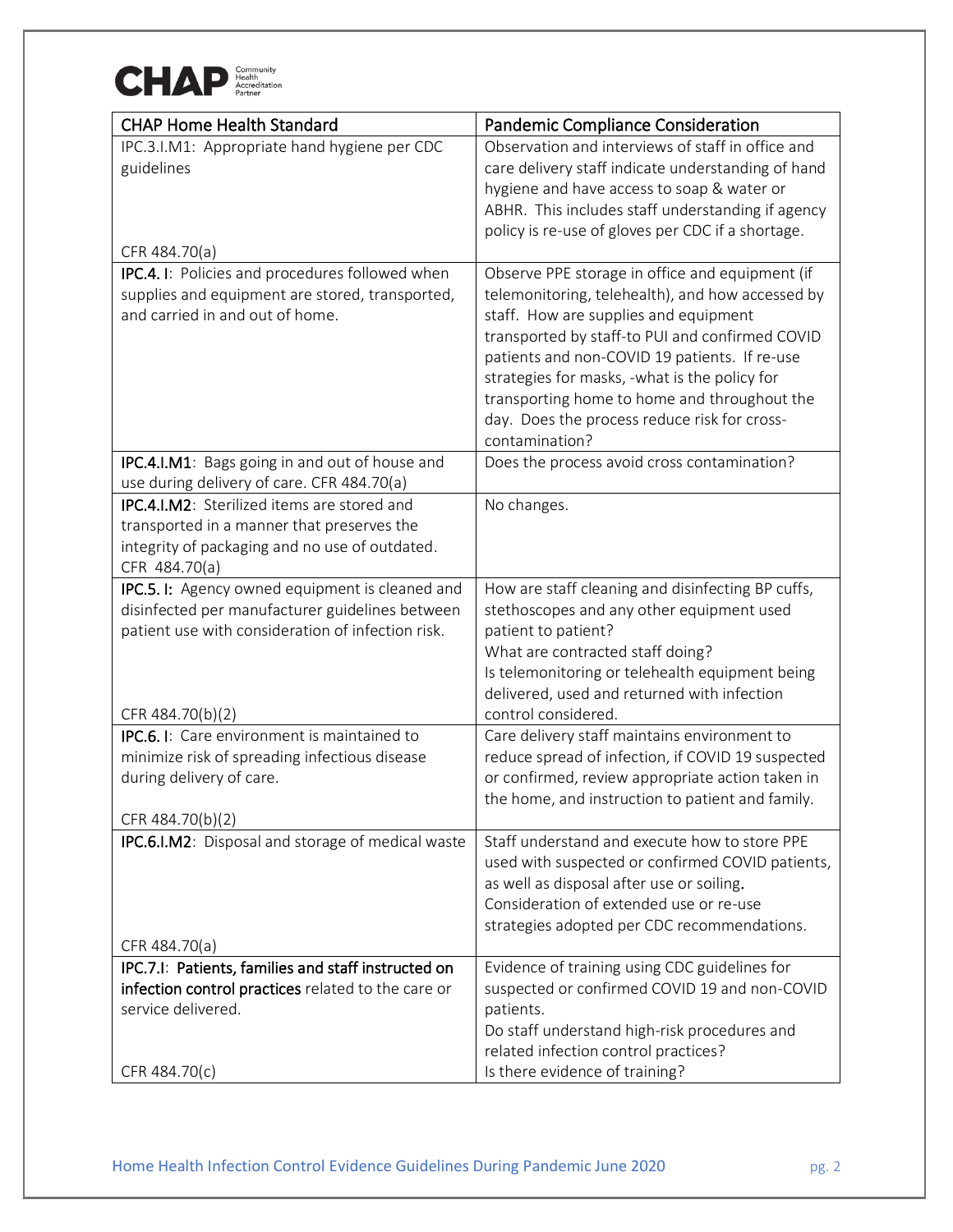| CHAP Home Health Standard | Pandemic Compliance Consideration |
|---|---|
| IPC.3.I.M1: Appropriate hand hygiene per CDC guidelines<br><br>CFR 484.70(a) | Observation and interviews of staff in office and care delivery staff indicate understanding of hand hygiene and have access to soap & water or ABHR. This includes staff understanding if agency policy is re-use of gloves per CDC if a shortage. |
| **IPC.4. I**: Policies and procedures followed when supplies and equipment are stored, transported, and carried in and out of home. | Observe PPE storage in office and equipment (if telemonitoring, telehealth), and how accessed by staff. How are supplies and equipment transported by staff-to PUI and confirmed COVID patients and non-COVID 19 patients. If re-use strategies for masks, -what is the policy for transporting home to home and throughout the day. Does the process reduce risk for cross-contamination? |
| **IPC.4.I.M1**: Bags going in and out of house and use during delivery of care. CFR 484.70(a) | Does the process avoid cross contamination? |
| **IPC.4.I.M2**: Sterilized items are stored and transported in a manner that preserves the integrity of packaging and no use of outdated. CFR 484.70(a) | No changes. |
| **IPC.5. I:** Agency owned equipment is cleaned and disinfected per manufacturer guidelines between patient use with consideration of infection risk.<br><br>CFR 484.70(b)(2) | How are staff cleaning and disinfecting BP cuffs, stethoscopes and any other equipment used patient to patient?<br>What are contracted staff doing?<br>Is telemonitoring or telehealth equipment being delivered, used and returned with infection control considered. |
| **IPC.6. I**: Care environment is maintained to minimize risk of spreading infectious disease during delivery of care.<br><br>CFR 484.70(b)(2) | Care delivery staff maintains environment to reduce spread of infection, if COVID 19 suspected or confirmed, review appropriate action taken in the home, and instruction to patient and family. |
| **IPC.6.I.M2**: Disposal and storage of medical waste<br><br>CFR 484.70(a) | Staff understand and execute how to store PPE used with suspected or confirmed COVID patients, as well as disposal after use or soiling.<br>Consideration of extended use or re-use strategies adopted per CDC recommendations. |
| **IPC.7.I**: **Patients, families and staff instructed on infection control practices** related to the care or service delivered.<br><br>CFR 484.70(c) | Evidence of training using CDC guidelines for suspected or confirmed COVID 19 and non-COVID patients.<br>Do staff understand high-risk procedures and related infection control practices?<br>Is there evidence of training? |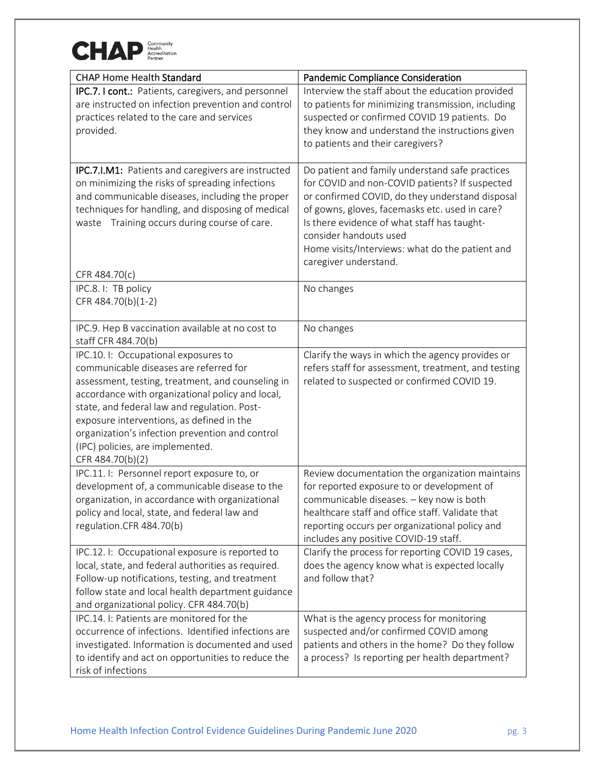| CHAP Home Health Standard | Pandemic Compliance Consideration |
|---|---|
| **IPC.7. I cont.:** Patients, caregivers, and personnel are instructed on infection prevention and control practices related to the care and services provided. | Interview the staff about the education provided to patients for minimizing transmission, including suspected or confirmed COVID 19 patients. Do they know and understand the instructions given to patients and their caregivers? |
| **IPC.7.I.M1:** Patients and caregivers are instructed on minimizing the risks of spreading infections and communicable diseases, including the proper techniques for handling, and disposing of medical waste Training occurs during course of care.<br><br>CFR 484.70(c) | Do patient and family understand safe practices for COVID and non-COVID patients? If suspected or confirmed COVID, do they understand disposal of gowns, gloves, facemasks etc. used in care? Is there evidence of what staff has taught- consider handouts used<br>Home visits/Interviews: what do the patient and caregiver understand. |
| IPC.8. I: TB policy<br>CFR 484.70(b)(1-2) | No changes |
| IPC.9. Hep B vaccination available at no cost to staff CFR 484.70(b) | No changes |
| IPC.10. I: Occupational exposures to communicable diseases are referred for assessment, testing, treatment, and counseling in accordance with organizational policy and local, state, and federal law and regulation. Post-exposure interventions, as defined in the organization's infection prevention and control (IPC) policies, are implemented.<br>CFR 484.70(b)(2) | Clarify the ways in which the agency provides or refers staff for assessment, treatment, and testing related to suspected or confirmed COVID 19. |
| IPC.11. I: Personnel report exposure to, or development of, a communicable disease to the organization, in accordance with organizational policy and local, state, and federal law and regulation.CFR 484.70(b) | Review documentation the organization maintains for reported exposure to or development of communicable diseases. – key now is both healthcare staff and office staff. Validate that reporting occurs per organizational policy and includes any positive COVID-19 staff. |
| IPC.12. I: Occupational exposure is reported to local, state, and federal authorities as required. Follow-up notifications, testing, and treatment follow state and local health department guidance and organizational policy. CFR 484.70(b) | Clarify the process for reporting COVID 19 cases, does the agency know what is expected locally and follow that? |
| IPC.14. I: Patients are monitored for the occurrence of infections. Identified infections are investigated. Information is documented and used to identify and act on opportunities to reduce the risk of infections | What is the agency process for monitoring suspected and/or confirmed COVID among patients and others in the home? Do they follow a process? Is reporting per health department? |